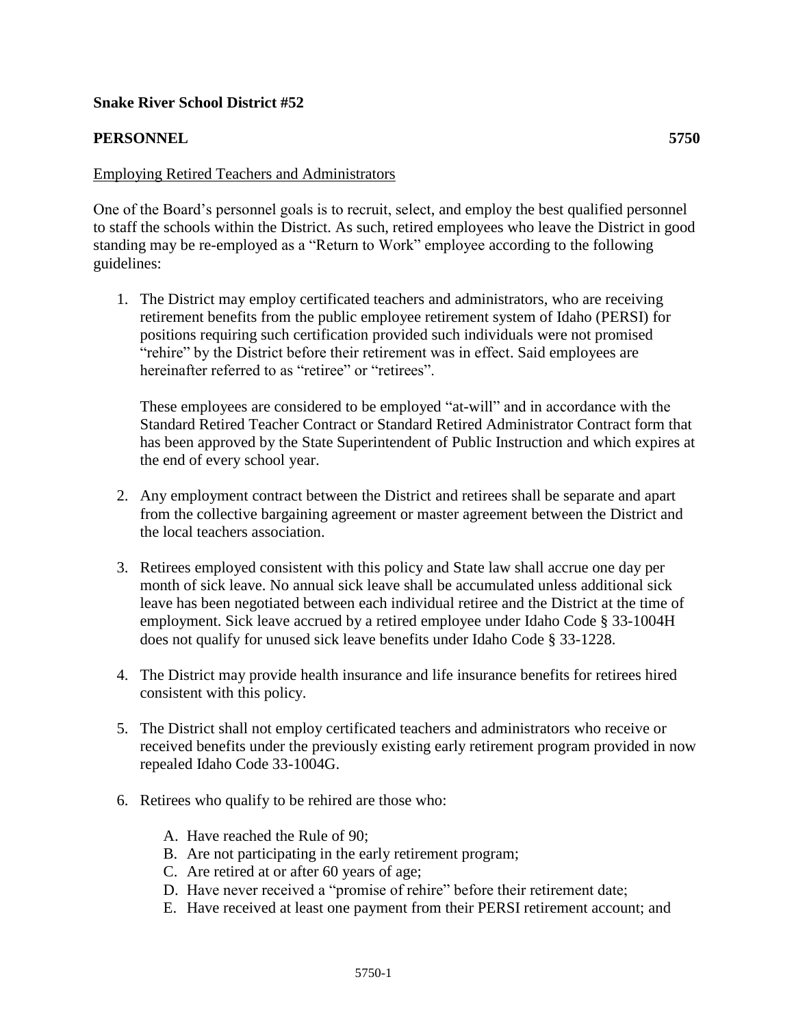**Snake River School District #52**

**PERSONNEL** **5750**

<u>Employing Retired Teachers and Administrators</u>

One of the Board's personnel goals is to recruit, select, and employ the best qualified personnel to staff the schools within the District. As such, retired employees who leave the District in good standing may be re-employed as a "Return to Work" employee according to the following guidelines:

1. The District may employ certificated teachers and administrators, who are receiving retirement benefits from the public employee retirement system of Idaho (PERSI) for positions requiring such certification provided such individuals were not promised "rehire" by the District before their retirement was in effect. Said employees are hereinafter referred to as "retiree" or "retirees".

   These employees are considered to be employed "at-will" and in accordance with the Standard Retired Teacher Contract or Standard Retired Administrator Contract form that has been approved by the State Superintendent of Public Instruction and which expires at the end of every school year.

2. Any employment contract between the District and retirees shall be separate and apart from the collective bargaining agreement or master agreement between the District and the local teachers association.

3. Retirees employed consistent with this policy and State law shall accrue one day per month of sick leave. No annual sick leave shall be accumulated unless additional sick leave has been negotiated between each individual retiree and the District at the time of employment. Sick leave accrued by a retired employee under Idaho Code § 33-1004H does not qualify for unused sick leave benefits under Idaho Code § 33-1228.

4. The District may provide health insurance and life insurance benefits for retirees hired consistent with this policy.

5. The District shall not employ certificated teachers and administrators who receive or received benefits under the previously existing early retirement program provided in now repealed Idaho Code 33-1004G.

6. Retirees who qualify to be rehired are those who:

   A. Have reached the Rule of 90;
   B. Are not participating in the early retirement program;
   C. Are retired at or after 60 years of age;
   D. Have never received a "promise of rehire" before their retirement date;
   E. Have received at least one payment from their PERSI retirement account; and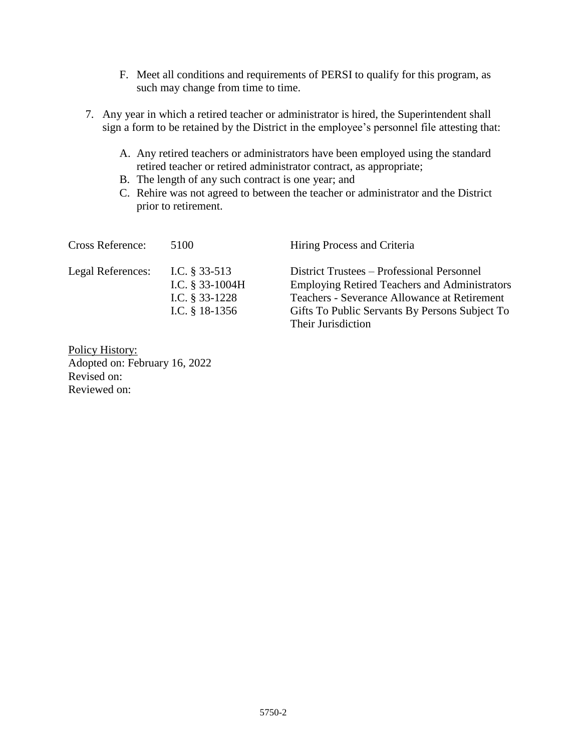F. Meet all conditions and requirements of PERSI to qualify for this program, as such may change from time to time.

7. Any year in which a retired teacher or administrator is hired, the Superintendent shall sign a form to be retained by the District in the employee's personnel file attesting that:

   A. Any retired teachers or administrators have been employed using the standard retired teacher or retired administrator contract, as appropriate;
   B. The length of any such contract is one year; and
   C. Rehire was not agreed to between the teacher or administrator and the District prior to retirement.

| | | |
|---|---|---|
| Cross Reference: | 5100 | Hiring Process and Criteria |
| Legal References: | I.C. § 33-513 | District Trustees – Professional Personnel |
| | I.C. § 33-1004H | Employing Retired Teachers and Administrators |
| | I.C. § 33-1228 | Teachers - Severance Allowance at Retirement |
| | I.C. § 18-1356 | Gifts To Public Servants By Persons Subject To Their Jurisdiction |

Policy History:
Adopted on: February 16, 2022
Revised on:
Reviewed on: